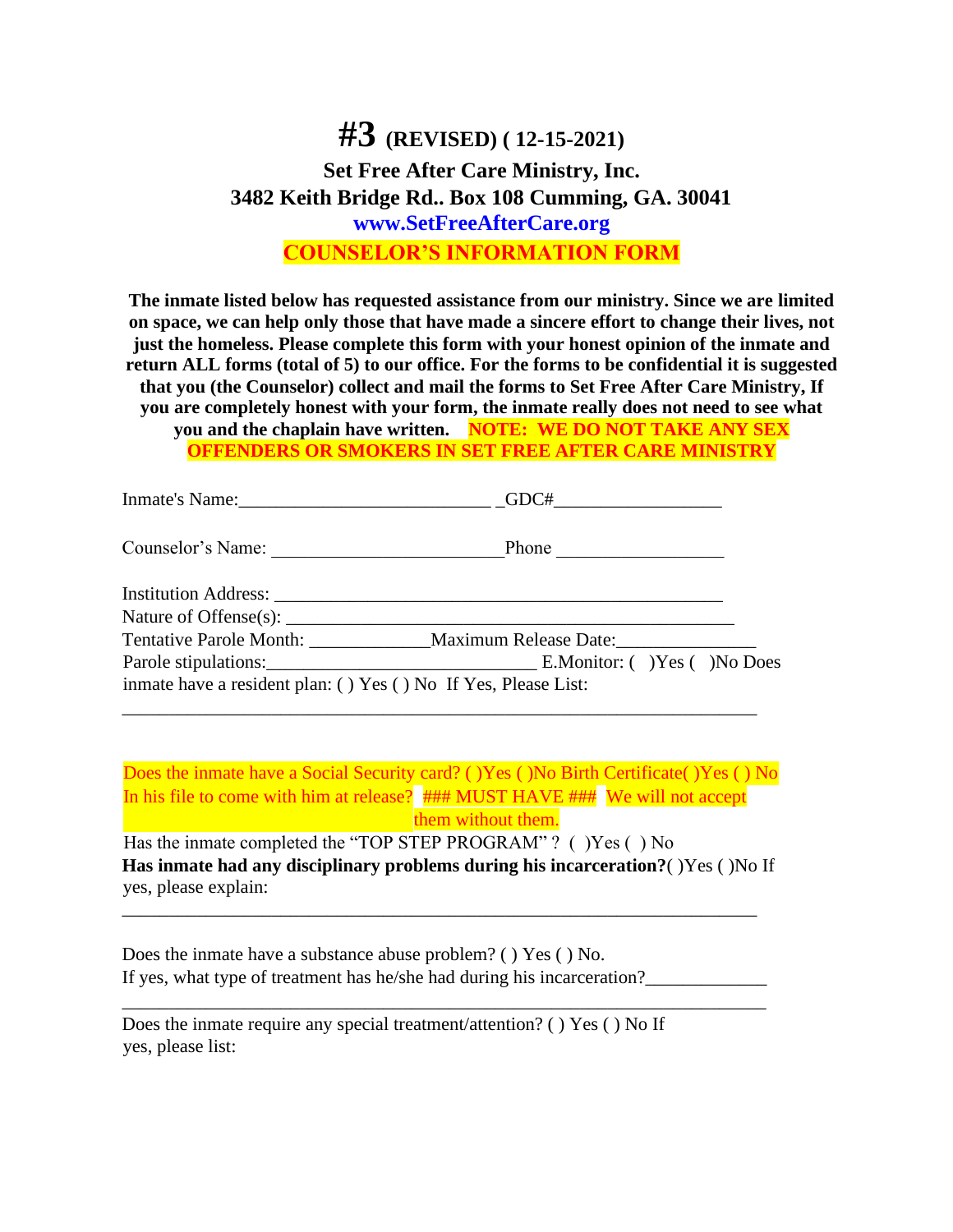# #3 (REVISED) ( 12-15-2021)

**Set Free After Care Ministry, Inc.**

**3482 Keith Bridge Rd.. Box 108 Cumming, GA. 30041**

**www.SetFreeAfterCare.org**

**COUNSELOR'S INFORMATION FORM**

**The inmate listed below has requested assistance from our ministry. Since we are limited on space, we can help only those that have made a sincere effort to change their lives, not just the homeless. Please complete this form with your honest opinion of the inmate and return ALL forms (total of 5) to our office. For the forms to be confidential it is suggested that you (the Counselor) collect and mail the forms to Set Free After Care Ministry, If you are completely honest with your form, the inmate really does not need to see what you and the chaplain have written. NOTE: WE DO NOT TAKE ANY SEX OFFENDERS OR SMOKERS IN SET FREE AFTER CARE MINISTRY**

Inmate's Name:___________________________ _GDC#__________________

Counselor's Name: ________________________Phone _________________

Institution Address: _______________________________________________

Nature of Offense(s): ______________________________________________

Tentative Parole Month: _____________Maximum Release Date:______________

Parole stipulations:_____________________________ E.Monitor: ( )Yes ( )No Does inmate have a resident plan: ( ) Yes ( ) No If Yes, Please List:

______________________________________________________________________

Does the inmate have a Social Security card? ( )Yes ( )No Birth Certificate( )Yes ( ) No In his file to come with him at release? ### MUST HAVE ### We will not accept them without them.

Has the inmate completed the "TOP STEP PROGRAM" ? ( )Yes ( ) No

**Has inmate had any disciplinary problems during his incarceration?**( )Yes ( )No If yes, please explain:

______________________________________________________________________

Does the inmate have a substance abuse problem? ( ) Yes ( ) No.

If yes, what type of treatment has he/she had during his incarceration?_____________

______________________________________________________________________

Does the inmate require any special treatment/attention? ( ) Yes ( ) No If yes, please list: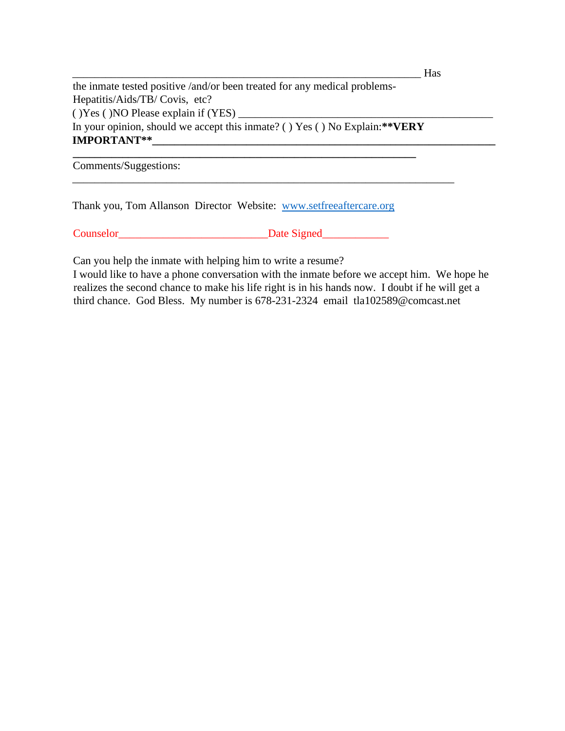_______________________________________________________________ Has the inmate tested positive /and/or been treated for any medical problems- Hepatitis/Aids/TB/ Covis, etc?

( )Yes ( )NO Please explain if (YES) ______________________________________________

In your opinion, should we accept this inmate? ( ) Yes ( ) No Explain:**VERY IMPORTANT**______________________________________________________________

______________________________________________________________

Comments/Suggestions: _____________________________________________________________________

Thank you, Tom Allanson Director Website: [www.setfreeaftercare.org](http://www.setfreeaftercare.org)

Counselor___________________________Date Signed____________

Can you help the inmate with helping him to write a resume?

I would like to have a phone conversation with the inmate before we accept him. We hope he realizes the second chance to make his life right is in his hands now. I doubt if he will get a third chance. God Bless. My number is 678-231-2324 email tla102589@comcast.net